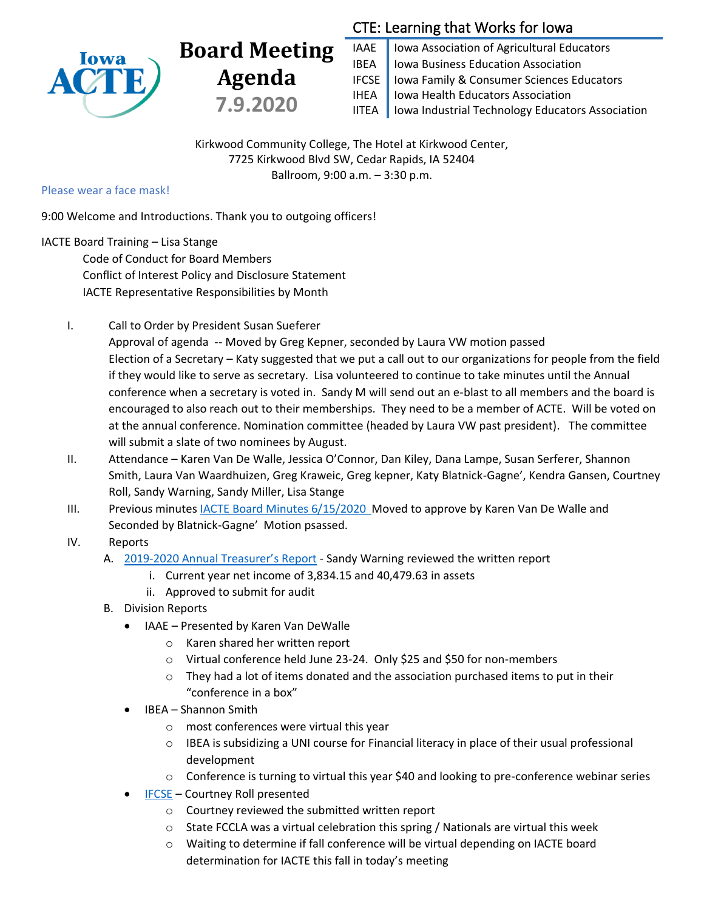# Board Meeting Agenda 7.9.2020

**CTE: Learning that Works for Iowa**

| | |
|---|---|
| IAAE | Iowa Association of Agricultural Educators |
| IBEA | Iowa Business Education Association |
| IFCSE | Iowa Family & Consumer Sciences Educators |
| IHEA | Iowa Health Educators Association |
| IITEA | Iowa Industrial Technology Educators Association |

Kirkwood Community College, The Hotel at Kirkwood Center,
7725 Kirkwood Blvd SW, Cedar Rapids, IA 52404
Ballroom, 9:00 a.m. – 3:30 p.m.

Please wear a face mask!

9:00 Welcome and Introductions. Thank you to outgoing officers!

IACTE Board Training – Lisa Stange
- Code of Conduct for Board Members
- Conflict of Interest Policy and Disclosure Statement
- IACTE Representative Responsibilities by Month

I. Call to Order by President Susan Sueferer
   Approval of agenda -- Moved by Greg Kepner, seconded by Laura VW motion passed
   Election of a Secretary – Katy suggested that we put a call out to our organizations for people from the field if they would like to serve as secretary. Lisa volunteered to continue to take minutes until the Annual conference when a secretary is voted in. Sandy M will send out an e-blast to all members and the board is encouraged to also reach out to their memberships. They need to be a member of ACTE. Will be voted on at the annual conference. Nomination committee (headed by Laura VW past president). The committee will submit a slate of two nominees by August.

II. Attendance – Karen Van De Walle, Jessica O'Connor, Dan Kiley, Dana Lampe, Susan Serferer, Shannon Smith, Laura Van Waardhuizen, Greg Kraweic, Greg kepner, Katy Blatnick-Gagne', Kendra Gansen, Courtney Roll, Sandy Warning, Sandy Miller, Lisa Stange

III. Previous minutes IACTE Board Minutes 6/15/2020 Moved to approve by Karen Van De Walle and Seconded by Blatnick-Gagne' Motion psassed.

IV. Reports
   A. 2019-2020 Annual Treasurer's Report - Sandy Warning reviewed the written report
      i. Current year net income of 3,834.15 and 40,479.63 in assets
      ii. Approved to submit for audit
   B. Division Reports
      - IAAE – Presented by Karen Van DeWalle
         - Karen shared her written report
         - Virtual conference held June 23-24. Only $25 and $50 for non-members
         - They had a lot of items donated and the association purchased items to put in their "conference in a box"
      - IBEA – Shannon Smith
         - most conferences were virtual this year
         - IBEA is subsidizing a UNI course for Financial literacy in place of their usual professional development
         - Conference is turning to virtual this year $40 and looking to pre-conference webinar series
      - IFCSE – Courtney Roll presented
         - Courtney reviewed the submitted written report
         - State FCCLA was a virtual celebration this spring / Nationals are virtual this week
         - Waiting to determine if fall conference will be virtual depending on IACTE board determination for IACTE this fall in today's meeting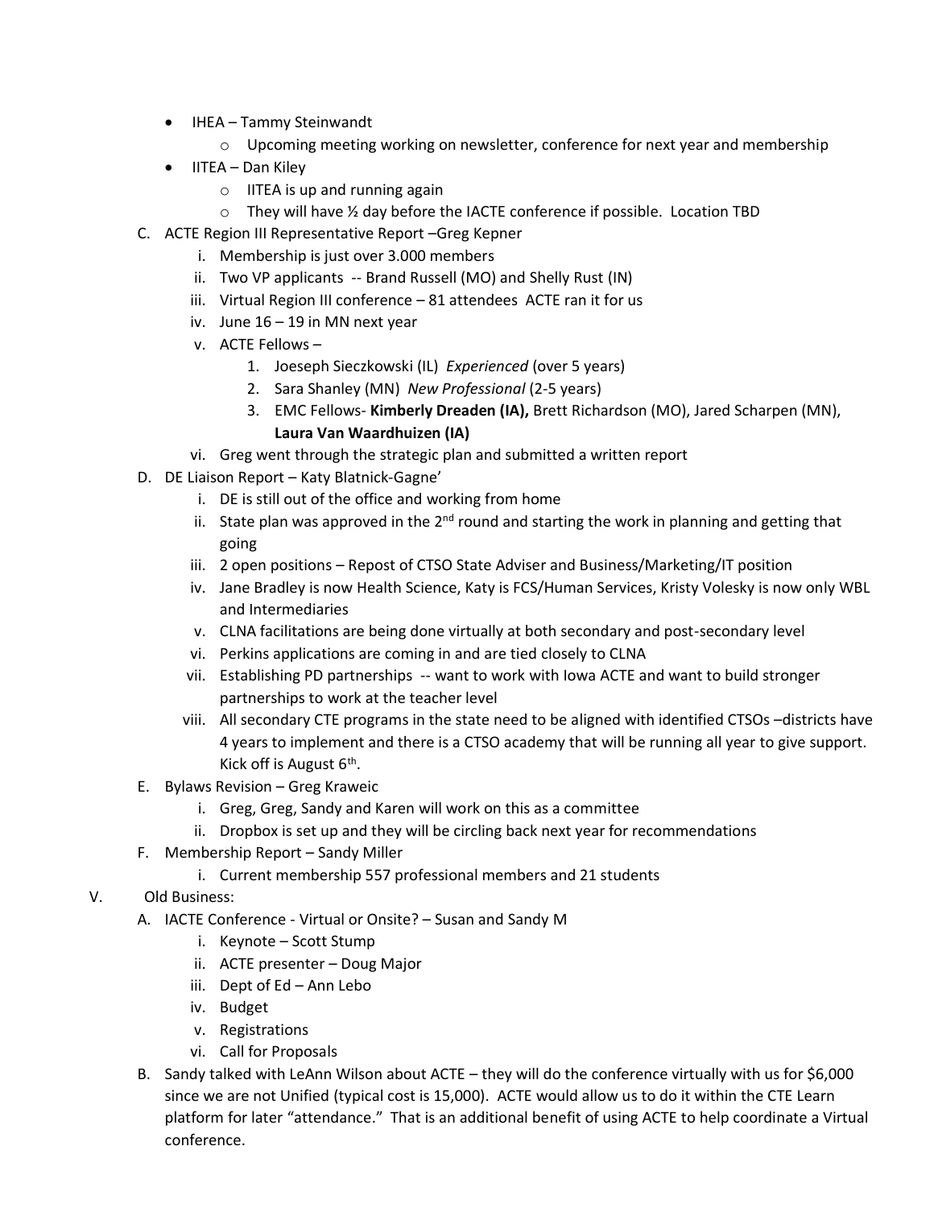- IHEA – Tammy Steinwandt
    - Upcoming meeting working on newsletter, conference for next year and membership
- IITEA – Dan Kiley
    - IITEA is up and running again
    - They will have ½ day before the IACTE conference if possible. Location TBD

C. ACTE Region III Representative Report –Greg Kepner

   i. Membership is just over 3.000 members
   ii. Two VP applicants -- Brand Russell (MO) and Shelly Rust (IN)
   iii. Virtual Region III conference – 81 attendees ACTE ran it for us
   iv. June 16 – 19 in MN next year
   v. ACTE Fellows –
      1. Joeseph Sieczkowski (IL) *Experienced* (over 5 years)
      2. Sara Shanley (MN) *New Professional* (2-5 years)
      3. EMC Fellows- **Kimberly Dreaden (IA),** Brett Richardson (MO), Jared Scharpen (MN), **Laura Van Waardhuizen (IA)**
   vi. Greg went through the strategic plan and submitted a written report

D. DE Liaison Report – Katy Blatnick-Gagne'

   i. DE is still out of the office and working from home
   ii. State plan was approved in the 2nd round and starting the work in planning and getting that going
   iii. 2 open positions – Repost of CTSO State Adviser and Business/Marketing/IT position
   iv. Jane Bradley is now Health Science, Katy is FCS/Human Services, Kristy Volesky is now only WBL and Intermediaries
   v. CLNA facilitations are being done virtually at both secondary and post-secondary level
   vi. Perkins applications are coming in and are tied closely to CLNA
   vii. Establishing PD partnerships -- want to work with Iowa ACTE and want to build stronger partnerships to work at the teacher level
   viii. All secondary CTE programs in the state need to be aligned with identified CTSOs –districts have 4 years to implement and there is a CTSO academy that will be running all year to give support. Kick off is August 6th.

E. Bylaws Revision – Greg Kraweic

   i. Greg, Greg, Sandy and Karen will work on this as a committee
   ii. Dropbox is set up and they will be circling back next year for recommendations

F. Membership Report – Sandy Miller

   i. Current membership 557 professional members and 21 students

V. Old Business:

A. IACTE Conference - Virtual or Onsite? – Susan and Sandy M

   i. Keynote – Scott Stump
   ii. ACTE presenter – Doug Major
   iii. Dept of Ed – Ann Lebo
   iv. Budget
   v. Registrations
   vi. Call for Proposals

B. Sandy talked with LeAnn Wilson about ACTE – they will do the conference virtually with us for $6,000 since we are not Unified (typical cost is 15,000). ACTE would allow us to do it within the CTE Learn platform for later "attendance." That is an additional benefit of using ACTE to help coordinate a Virtual conference.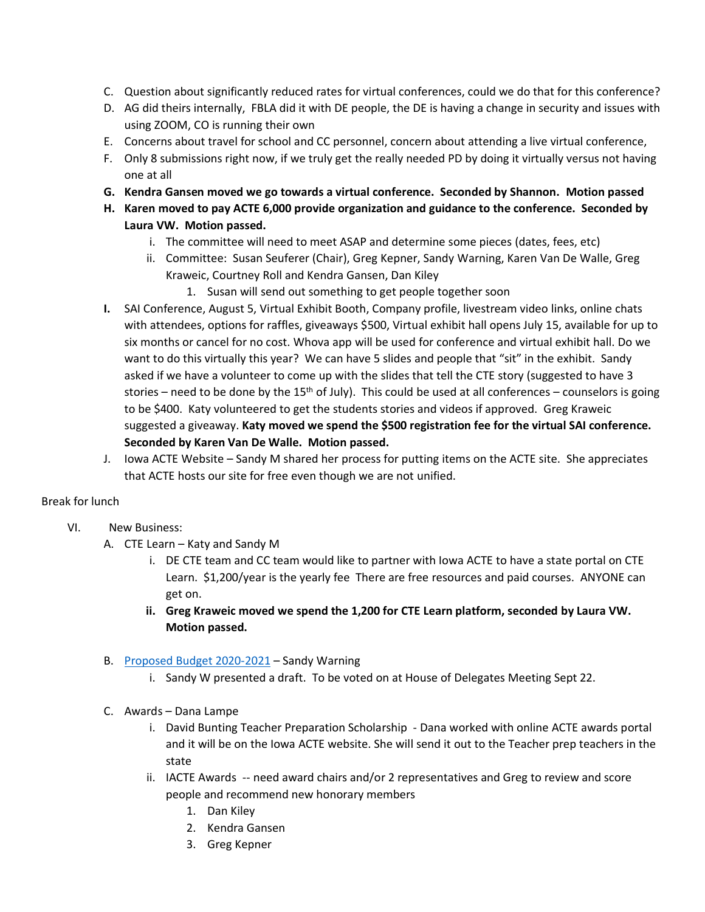C. Question about significantly reduced rates for virtual conferences, could we do that for this conference?

D. AG did theirs internally, FBLA did it with DE people, the DE is having a change in security and issues with using ZOOM, CO is running their own

E. Concerns about travel for school and CC personnel, concern about attending a live virtual conference,

F. Only 8 submissions right now, if we truly get the really needed PD by doing it virtually versus not having one at all

**G. Kendra Gansen moved we go towards a virtual conference. Seconded by Shannon. Motion passed**

**H. Karen moved to pay ACTE 6,000 provide organization and guidance to the conference. Seconded by Laura VW. Motion passed.**

- i. The committee will need to meet ASAP and determine some pieces (dates, fees, etc)
- ii. Committee: Susan Seuferer (Chair), Greg Kepner, Sandy Warning, Karen Van De Walle, Greg Kraweic, Courtney Roll and Kendra Gansen, Dan Kiley
  1. Susan will send out something to get people together soon

**I.** SAI Conference, August 5, Virtual Exhibit Booth, Company profile, livestream video links, online chats with attendees, options for raffles, giveaways $500, Virtual exhibit hall opens July 15, available for up to six months or cancel for no cost. Whova app will be used for conference and virtual exhibit hall. Do we want to do this virtually this year? We can have 5 slides and people that "sit" in the exhibit. Sandy asked if we have a volunteer to come up with the slides that tell the CTE story (suggested to have 3 stories – need to be done by the 15th of July). This could be used at all conferences – counselors is going to be $400. Katy volunteered to get the students stories and videos if approved. Greg Kraweic suggested a giveaway. **Katy moved we spend the $500 registration fee for the virtual SAI conference. Seconded by Karen Van De Walle. Motion passed.**

J. Iowa ACTE Website – Sandy M shared her process for putting items on the ACTE site. She appreciates that ACTE hosts our site for free even though we are not unified.

Break for lunch

VI. New Business:

A. CTE Learn – Katy and Sandy M

- i. DE CTE team and CC team would like to partner with Iowa ACTE to have a state portal on CTE Learn. $1,200/year is the yearly fee There are free resources and paid courses. ANYONE can get on.
- **ii. Greg Kraweic moved we spend the 1,200 for CTE Learn platform, seconded by Laura VW. Motion passed.**

B. Proposed Budget 2020-2021 – Sandy Warning

- i. Sandy W presented a draft. To be voted on at House of Delegates Meeting Sept 22.

C. Awards – Dana Lampe

- i. David Bunting Teacher Preparation Scholarship - Dana worked with online ACTE awards portal and it will be on the Iowa ACTE website. She will send it out to the Teacher prep teachers in the state
- ii. IACTE Awards -- need award chairs and/or 2 representatives and Greg to review and score people and recommend new honorary members
  1. Dan Kiley
  2. Kendra Gansen
  3. Greg Kepner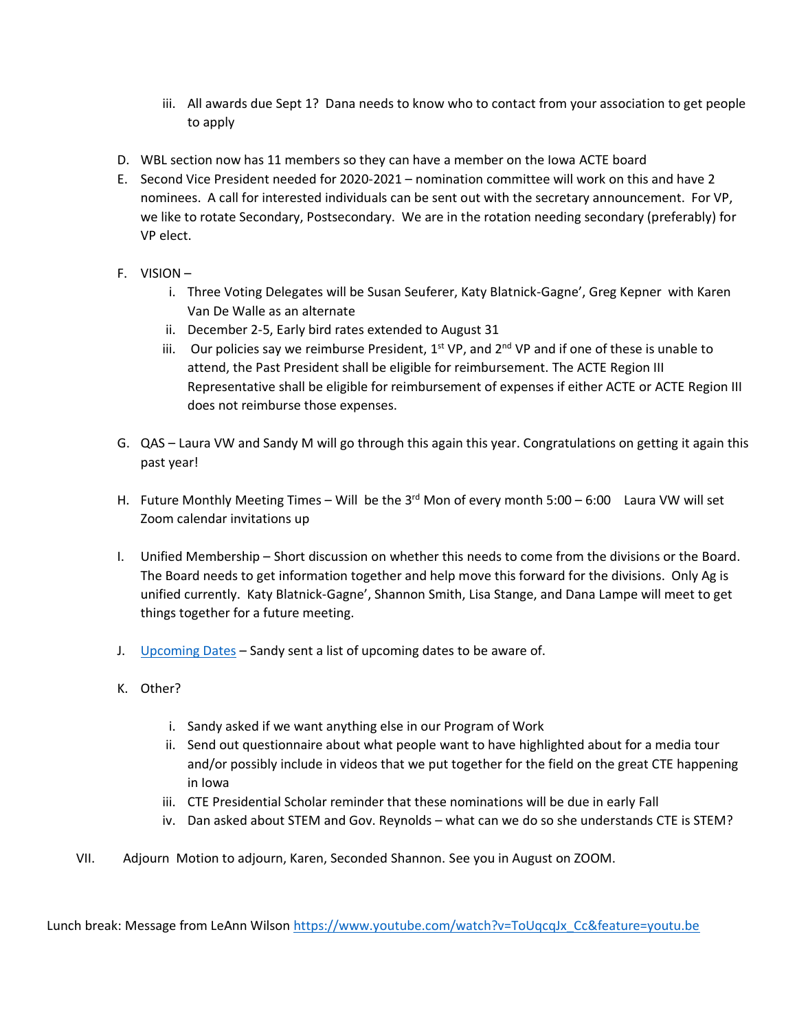iii. All awards due Sept 1? Dana needs to know who to contact from your association to get people to apply

D. WBL section now has 11 members so they can have a member on the Iowa ACTE board

E. Second Vice President needed for 2020-2021 – nomination committee will work on this and have 2 nominees. A call for interested individuals can be sent out with the secretary announcement. For VP, we like to rotate Secondary, Postsecondary. We are in the rotation needing secondary (preferably) for VP elect.

F. VISION –
   i. Three Voting Delegates will be Susan Seuferer, Katy Blatnick-Gagne', Greg Kepner with Karen Van De Walle as an alternate
   ii. December 2-5, Early bird rates extended to August 31
   iii. Our policies say we reimburse President, 1st VP, and 2nd VP and if one of these is unable to attend, the Past President shall be eligible for reimbursement. The ACTE Region III Representative shall be eligible for reimbursement of expenses if either ACTE or ACTE Region III does not reimburse those expenses.

G. QAS – Laura VW and Sandy M will go through this again this year. Congratulations on getting it again this past year!

H. Future Monthly Meeting Times – Will be the 3rd Mon of every month 5:00 – 6:00 Laura VW will set Zoom calendar invitations up

I. Unified Membership – Short discussion on whether this needs to come from the divisions or the Board. The Board needs to get information together and help move this forward for the divisions. Only Ag is unified currently. Katy Blatnick-Gagne', Shannon Smith, Lisa Stange, and Dana Lampe will meet to get things together for a future meeting.

J. Upcoming Dates – Sandy sent a list of upcoming dates to be aware of.

K. Other?
   i. Sandy asked if we want anything else in our Program of Work
   ii. Send out questionnaire about what people want to have highlighted about for a media tour and/or possibly include in videos that we put together for the field on the great CTE happening in Iowa
   iii. CTE Presidential Scholar reminder that these nominations will be due in early Fall
   iv. Dan asked about STEM and Gov. Reynolds – what can we do so she understands CTE is STEM?

VII. Adjourn Motion to adjourn, Karen, Seconded Shannon. See you in August on ZOOM.

Lunch break: Message from LeAnn Wilson https://www.youtube.com/watch?v=ToUqcqJx_Cc&feature=youtu.be